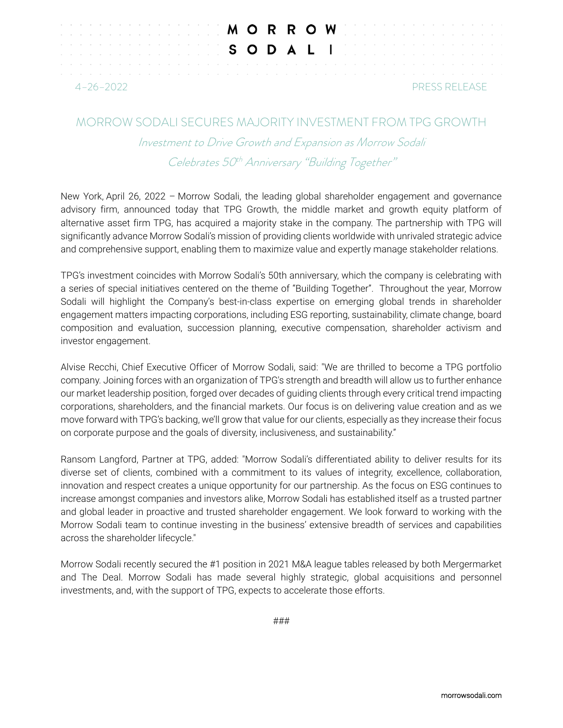# MORROW SODALI

4-26-2022 PRESS RELEASE

## MORROW SODALI SECURES MAJORITY INVESTMENT FROM TPG GROWTH

*Investment to Drive Growth and Expansion as Morrow Sodali Celebrates 50th Anniversary "Building Together"*

New York, April 26, 2022 – Morrow Sodali, the leading global shareholder engagement and governance advisory firm, announced today that TPG Growth, the middle market and growth equity platform of alternative asset firm TPG, has acquired a majority stake in the company. The partnership with TPG will significantly advance Morrow Sodali's mission of providing clients worldwide with unrivaled strategic advice and comprehensive support, enabling them to maximize value and expertly manage stakeholder relations.

TPG's investment coincides with Morrow Sodali's 50th anniversary, which the company is celebrating with a series of special initiatives centered on the theme of "Building Together". Throughout the year, Morrow Sodali will highlight the Company's best-in-class expertise on emerging global trends in shareholder engagement matters impacting corporations, including ESG reporting, sustainability, climate change, board composition and evaluation, succession planning, executive compensation, shareholder activism and investor engagement.

Alvise Recchi, Chief Executive Officer of Morrow Sodali, said: "We are thrilled to become a TPG portfolio company. Joining forces with an organization of TPG's strength and breadth will allow us to further enhance our market leadership position, forged over decades of guiding clients through every critical trend impacting corporations, shareholders, and the financial markets. Our focus is on delivering value creation and as we move forward with TPG's backing, we'll grow that value for our clients, especially as they increase their focus on corporate purpose and the goals of diversity, inclusiveness, and sustainability."

Ransom Langford, Partner at TPG, added: "Morrow Sodali's differentiated ability to deliver results for its diverse set of clients, combined with a commitment to its values of integrity, excellence, collaboration, innovation and respect creates a unique opportunity for our partnership. As the focus on ESG continues to increase amongst companies and investors alike, Morrow Sodali has established itself as a trusted partner and global leader in proactive and trusted shareholder engagement. We look forward to working with the Morrow Sodali team to continue investing in the business' extensive breadth of services and capabilities across the shareholder lifecycle."

Morrow Sodali recently secured the #1 position in 2021 M&A league tables released by both Mergermarket and The Deal. Morrow Sodali has made several highly strategic, global acquisitions and personnel investments, and, with the support of TPG, expects to accelerate those efforts.

###

morrowsodali.com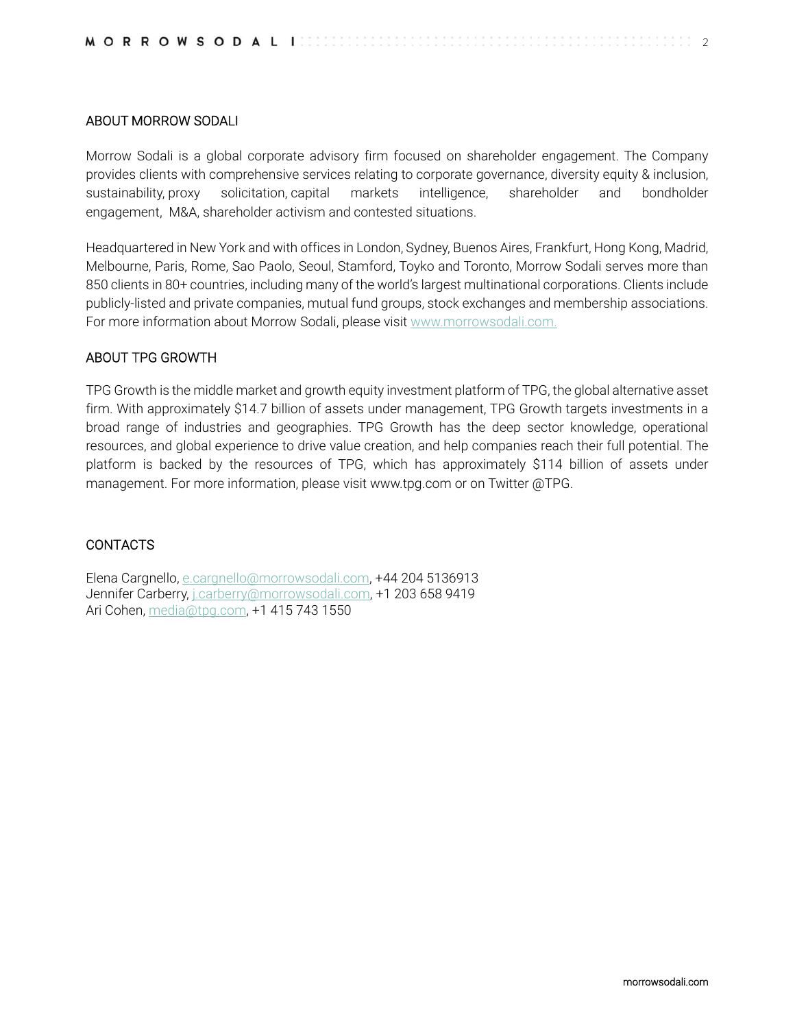## ABOUT MORROW SODALI

Morrow Sodali is a global corporate advisory firm focused on shareholder engagement. The Company provides clients with comprehensive services relating to corporate governance, diversity equity & inclusion, sustainability, proxy solicitation, capital markets intelligence, shareholder and bondholder engagement, M&A, shareholder activism and contested situations.

Headquartered in New York and with offices in London, Sydney, Buenos Aires, Frankfurt, Hong Kong, Madrid, Melbourne, Paris, Rome, Sao Paolo, Seoul, Stamford, Toyko and Toronto, Morrow Sodali serves more than 850 clients in 80+ countries, including many of the world's largest multinational corporations. Clients include publicly-listed and private companies, mutual fund groups, stock exchanges and membership associations. For more information about Morrow Sodali, please visit www.morrowsodali.com.

## ABOUT TPG GROWTH

TPG Growth is the middle market and growth equity investment platform of TPG, the global alternative asset firm. With approximately $14.7 billion of assets under management, TPG Growth targets investments in a broad range of industries and geographies. TPG Growth has the deep sector knowledge, operational resources, and global experience to drive value creation, and help companies reach their full potential. The platform is backed by the resources of TPG, which has approximately $114 billion of assets under management. For more information, please visit www.tpg.com or on Twitter @TPG.

## CONTACTS

Elena Cargnello, e.cargnello@morrowsodali.com, +44 204 5136913
Jennifer Carberry, j.carberry@morrowsodali.com, +1 203 658 9419
Ari Cohen, media@tpg.com, +1 415 743 1550